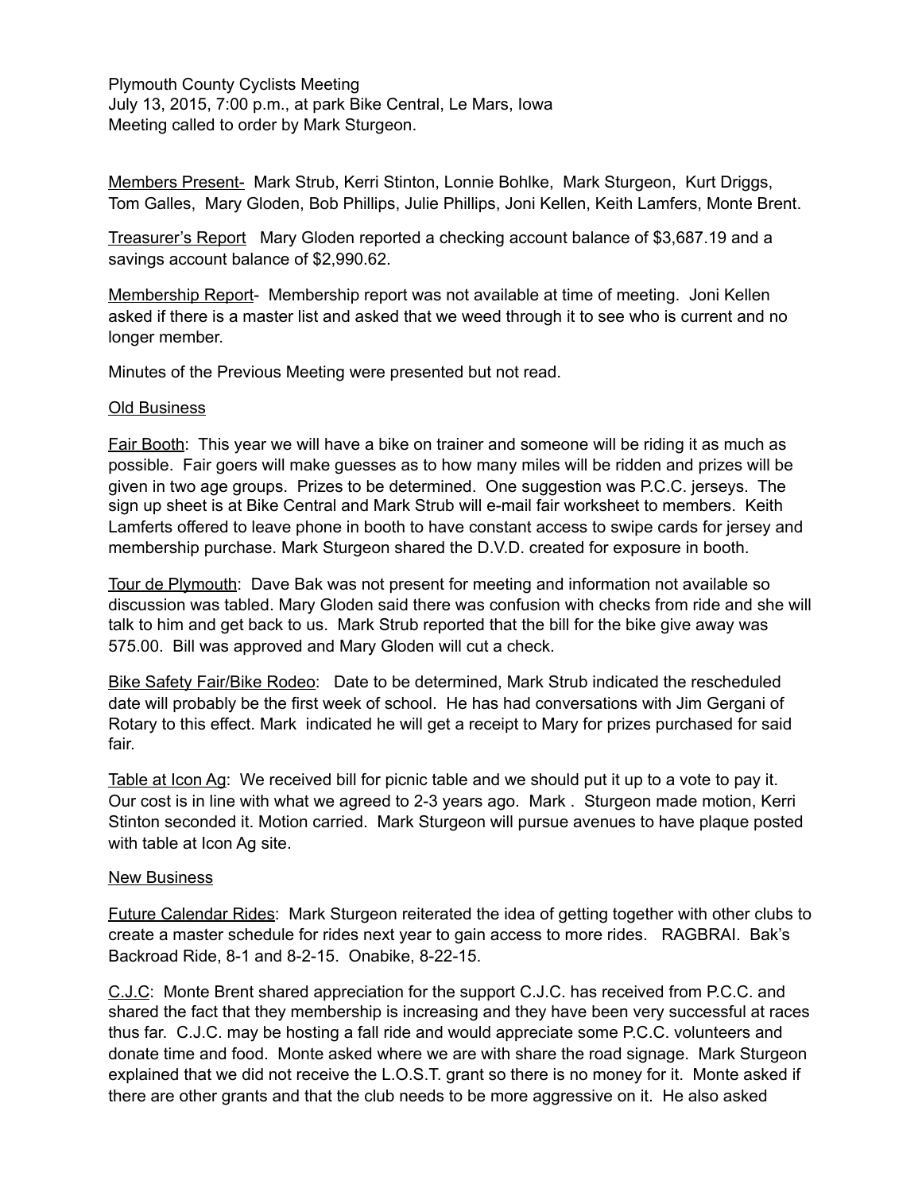Plymouth County Cyclists Meeting
July 13, 2015, 7:00 p.m., at park Bike Central, Le Mars, Iowa
Meeting called to order by Mark Sturgeon.

Members Present- Mark Strub, Kerri Stinton, Lonnie Bohlke, Mark Sturgeon, Kurt Driggs, Tom Galles, Mary Gloden, Bob Phillips, Julie Phillips, Joni Kellen, Keith Lamfers, Monte Brent.

Treasurer's Report Mary Gloden reported a checking account balance of $3,687.19 and a savings account balance of $2,990.62.

Membership Report- Membership report was not available at time of meeting. Joni Kellen asked if there is a master list and asked that we weed through it to see who is current and no longer member.

Minutes of the Previous Meeting were presented but not read.

Old Business

Fair Booth: This year we will have a bike on trainer and someone will be riding it as much as possible. Fair goers will make guesses as to how many miles will be ridden and prizes will be given in two age groups. Prizes to be determined. One suggestion was P.C.C. jerseys. The sign up sheet is at Bike Central and Mark Strub will e-mail fair worksheet to members. Keith Lamferts offered to leave phone in booth to have constant access to swipe cards for jersey and membership purchase. Mark Sturgeon shared the D.V.D. created for exposure in booth.

Tour de Plymouth: Dave Bak was not present for meeting and information not available so discussion was tabled. Mary Gloden said there was confusion with checks from ride and she will talk to him and get back to us. Mark Strub reported that the bill for the bike give away was 575.00. Bill was approved and Mary Gloden will cut a check.

Bike Safety Fair/Bike Rodeo: Date to be determined, Mark Strub indicated the rescheduled date will probably be the first week of school. He has had conversations with Jim Gergani of Rotary to this effect. Mark indicated he will get a receipt to Mary for prizes purchased for said fair.

Table at Icon Ag: We received bill for picnic table and we should put it up to a vote to pay it. Our cost is in line with what we agreed to 2-3 years ago. Mark . Sturgeon made motion, Kerri Stinton seconded it. Motion carried. Mark Sturgeon will pursue avenues to have plaque posted with table at Icon Ag site.

New Business

Future Calendar Rides: Mark Sturgeon reiterated the idea of getting together with other clubs to create a master schedule for rides next year to gain access to more rides. RAGBRAI. Bak's Backroad Ride, 8-1 and 8-2-15. Onabike, 8-22-15.

C.J.C: Monte Brent shared appreciation for the support C.J.C. has received from P.C.C. and shared the fact that they membership is increasing and they have been very successful at races thus far. C.J.C. may be hosting a fall ride and would appreciate some P.C.C. volunteers and donate time and food. Monte asked where we are with share the road signage. Mark Sturgeon explained that we did not receive the L.O.S.T. grant so there is no money for it. Monte asked if there are other grants and that the club needs to be more aggressive on it. He also asked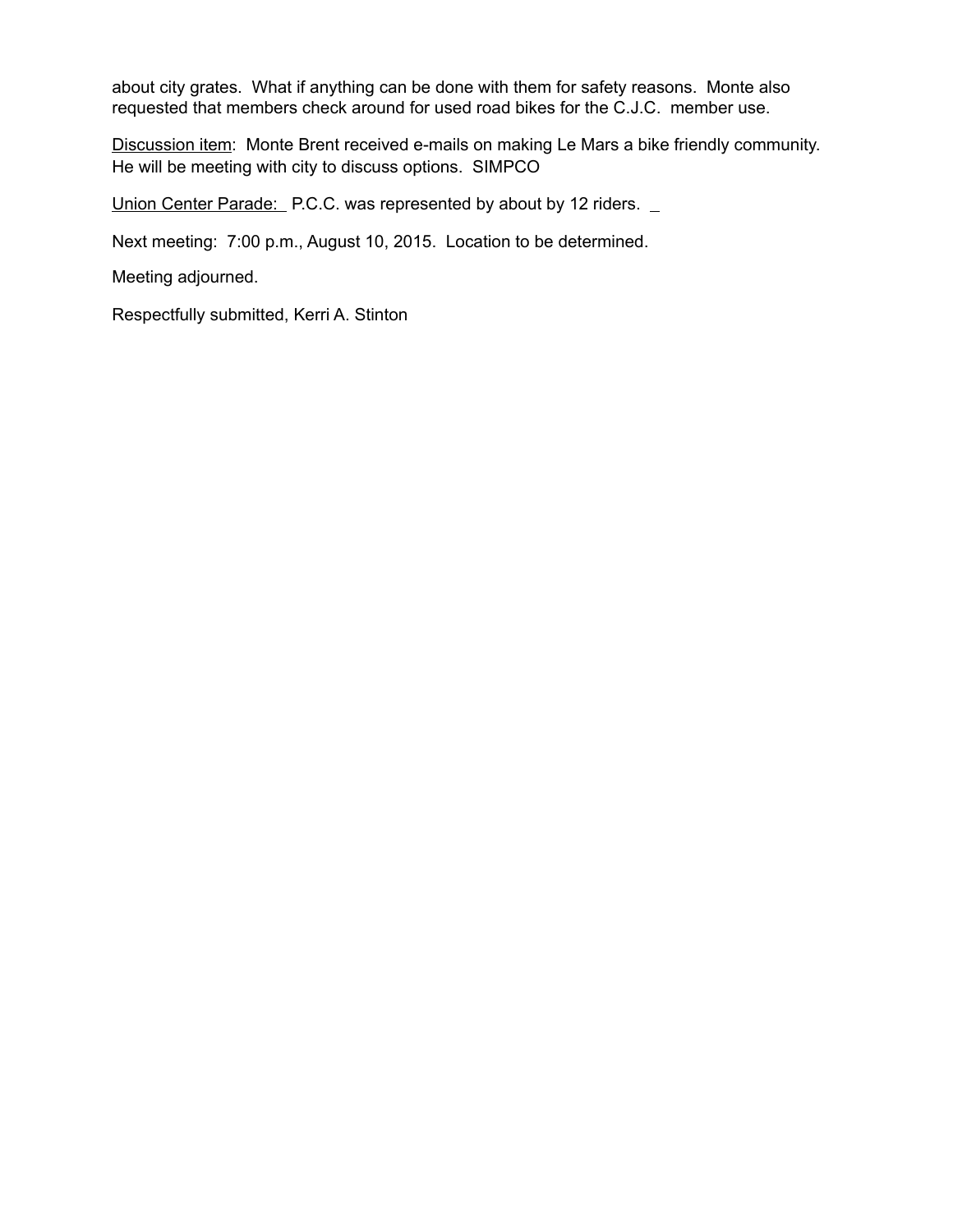about city grates. What if anything can be done with them for safety reasons. Monte also requested that members check around for used road bikes for the C.J.C. member use.

<u>Discussion item</u>: Monte Brent received e-mails on making Le Mars a bike friendly community. He will be meeting with city to discuss options. SIMPCO

<u>Union Center Parade:</u> P.C.C. was represented by about by 12 riders.

Next meeting: 7:00 p.m., August 10, 2015. Location to be determined.

Meeting adjourned.

Respectfully submitted, Kerri A. Stinton